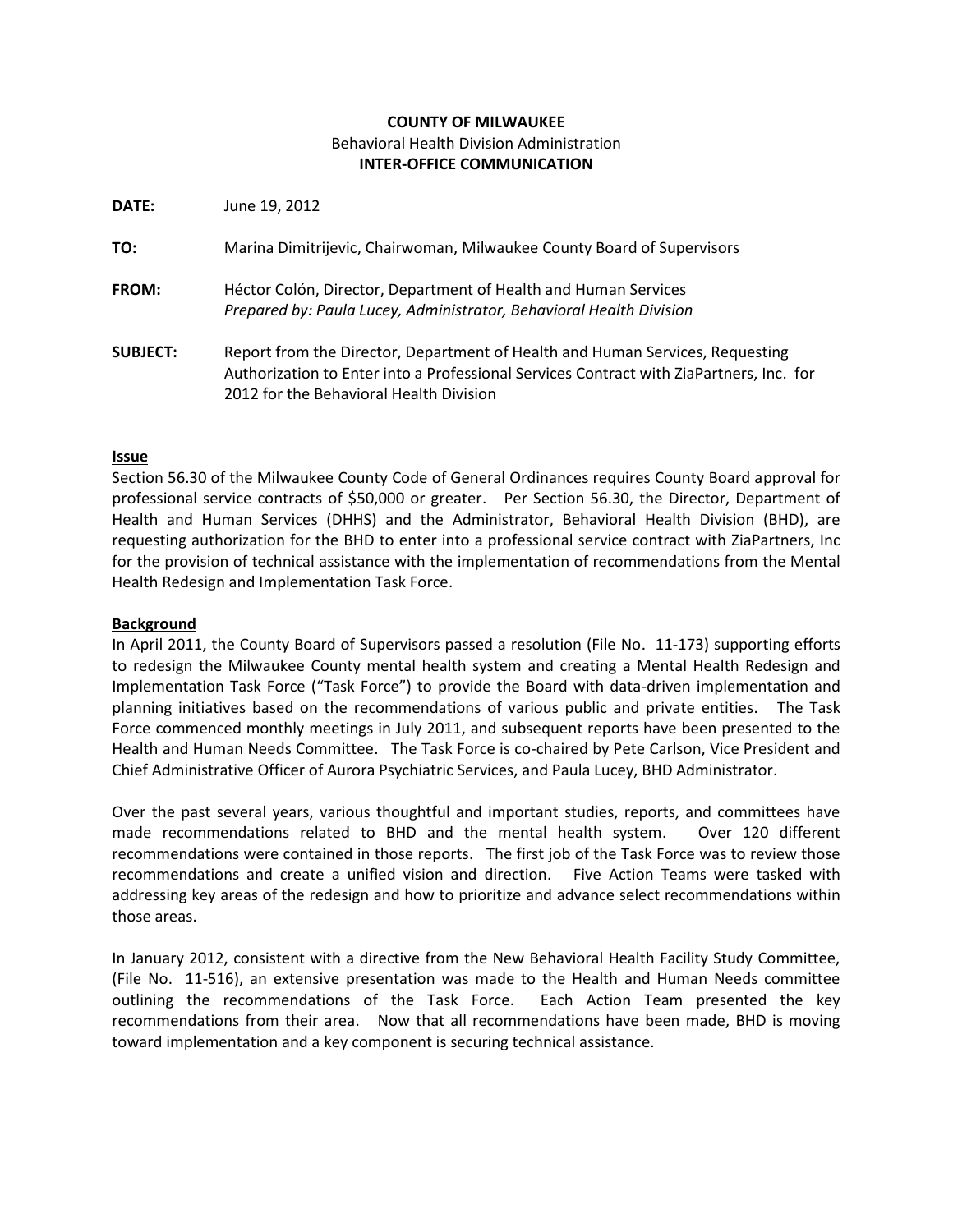**COUNTY OF MILWAUKEE**
Behavioral Health Division Administration
**INTER-OFFICE COMMUNICATION**

**DATE:** June 19, 2012

**TO:** Marina Dimitrijevic, Chairwoman, Milwaukee County Board of Supervisors

**FROM:** Héctor Colón, Director, Department of Health and Human Services
*Prepared by: Paula Lucey, Administrator, Behavioral Health Division*

**SUBJECT:** Report from the Director, Department of Health and Human Services, Requesting Authorization to Enter into a Professional Services Contract with ZiaPartners, Inc. for 2012 for the Behavioral Health Division

**Issue**

Section 56.30 of the Milwaukee County Code of General Ordinances requires County Board approval for professional service contracts of $50,000 or greater. Per Section 56.30, the Director, Department of Health and Human Services (DHHS) and the Administrator, Behavioral Health Division (BHD), are requesting authorization for the BHD to enter into a professional service contract with ZiaPartners, Inc for the provision of technical assistance with the implementation of recommendations from the Mental Health Redesign and Implementation Task Force.

**Background**

In April 2011, the County Board of Supervisors passed a resolution (File No. 11-173) supporting efforts to redesign the Milwaukee County mental health system and creating a Mental Health Redesign and Implementation Task Force ("Task Force") to provide the Board with data-driven implementation and planning initiatives based on the recommendations of various public and private entities. The Task Force commenced monthly meetings in July 2011, and subsequent reports have been presented to the Health and Human Needs Committee. The Task Force is co-chaired by Pete Carlson, Vice President and Chief Administrative Officer of Aurora Psychiatric Services, and Paula Lucey, BHD Administrator.

Over the past several years, various thoughtful and important studies, reports, and committees have made recommendations related to BHD and the mental health system. Over 120 different recommendations were contained in those reports. The first job of the Task Force was to review those recommendations and create a unified vision and direction. Five Action Teams were tasked with addressing key areas of the redesign and how to prioritize and advance select recommendations within those areas.

In January 2012, consistent with a directive from the New Behavioral Health Facility Study Committee, (File No. 11-516), an extensive presentation was made to the Health and Human Needs committee outlining the recommendations of the Task Force. Each Action Team presented the key recommendations from their area. Now that all recommendations have been made, BHD is moving toward implementation and a key component is securing technical assistance.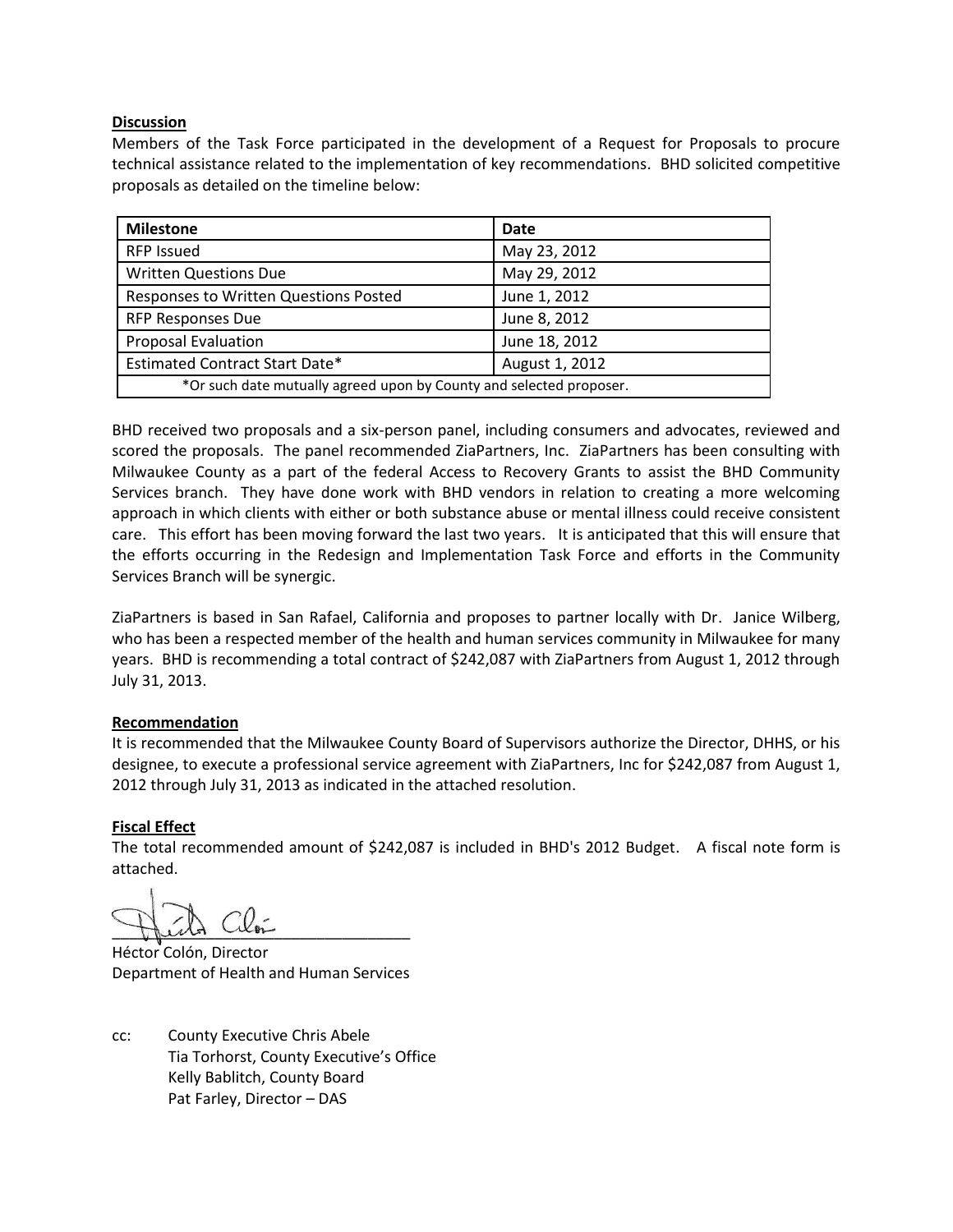**Discussion**

Members of the Task Force participated in the development of a Request for Proposals to procure technical assistance related to the implementation of key recommendations. BHD solicited competitive proposals as detailed on the timeline below:

| Milestone | Date |
|---|---|
| RFP Issued | May 23, 2012 |
| Written Questions Due | May 29, 2012 |
| Responses to Written Questions Posted | June 1, 2012 |
| RFP Responses Due | June 8, 2012 |
| Proposal Evaluation | June 18, 2012 |
| Estimated Contract Start Date* | August 1, 2012 |
| *Or such date mutually agreed upon by County and selected proposer. | |

BHD received two proposals and a six-person panel, including consumers and advocates, reviewed and scored the proposals. The panel recommended ZiaPartners, Inc. ZiaPartners has been consulting with Milwaukee County as a part of the federal Access to Recovery Grants to assist the BHD Community Services branch. They have done work with BHD vendors in relation to creating a more welcoming approach in which clients with either or both substance abuse or mental illness could receive consistent care. This effort has been moving forward the last two years. It is anticipated that this will ensure that the efforts occurring in the Redesign and Implementation Task Force and efforts in the Community Services Branch will be synergic.

ZiaPartners is based in San Rafael, California and proposes to partner locally with Dr. Janice Wilberg, who has been a respected member of the health and human services community in Milwaukee for many years. BHD is recommending a total contract of $242,087 with ZiaPartners from August 1, 2012 through July 31, 2013.

**Recommendation**

It is recommended that the Milwaukee County Board of Supervisors authorize the Director, DHHS, or his designee, to execute a professional service agreement with ZiaPartners, Inc for $242,087 from August 1, 2012 through July 31, 2013 as indicated in the attached resolution.

**Fiscal Effect**

The total recommended amount of $242,087 is included in BHD's 2012 Budget. A fiscal note form is attached.

Héctor Colón, Director
Department of Health and Human Services

cc: County Executive Chris Abele
Tia Torhorst, County Executive's Office
Kelly Bablitch, County Board
Pat Farley, Director – DAS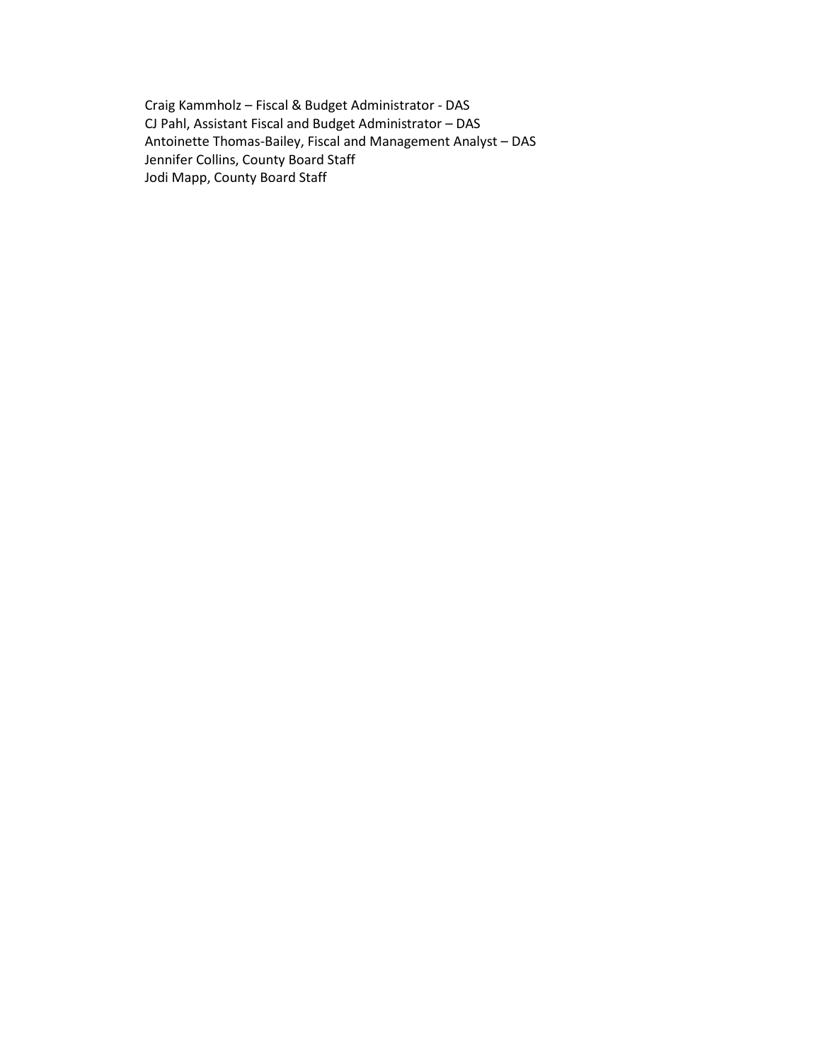Craig Kammholz – Fiscal & Budget Administrator - DAS
CJ Pahl, Assistant Fiscal and Budget Administrator – DAS
Antoinette Thomas-Bailey, Fiscal and Management Analyst – DAS
Jennifer Collins, County Board Staff
Jodi Mapp, County Board Staff